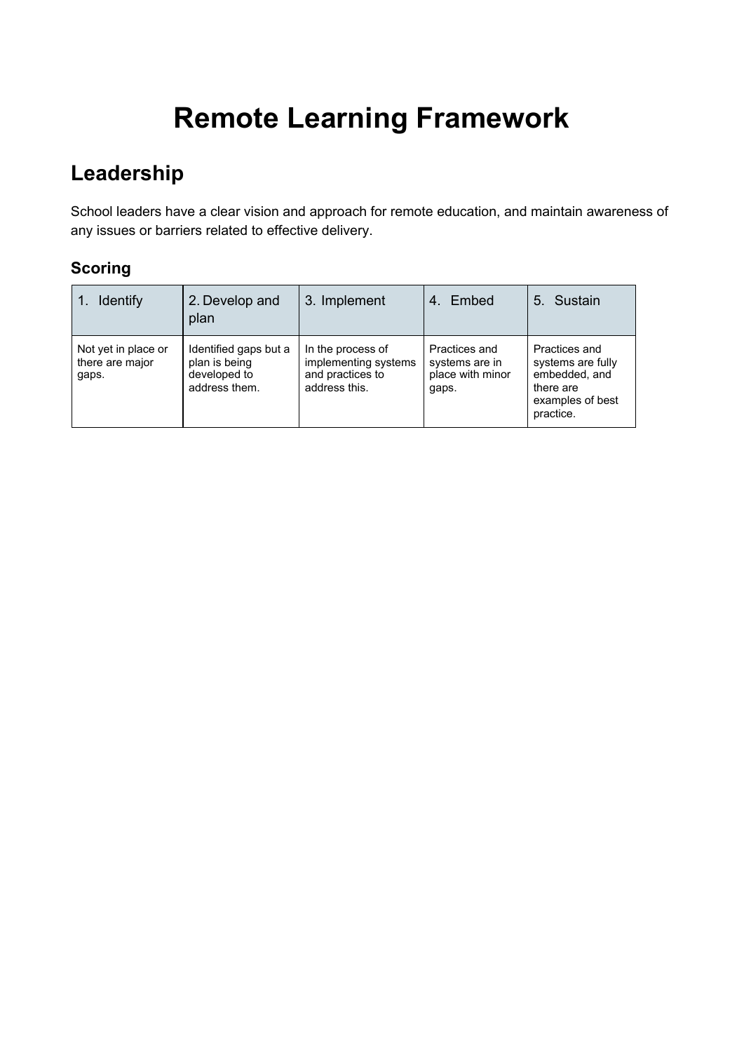# Remote Learning Framework

## Leadership

School leaders have a clear vision and approach for remote education, and maintain awareness of any issues or barriers related to effective delivery.

### Scoring

| 1. Identify | 2. Develop and plan | 3. Implement | 4. Embed | 5. Sustain |
|---|---|---|---|---|
| Not yet in place or there are major gaps. | Identified gaps but a plan is being developed to address them. | In the process of implementing systems and practices to address this. | Practices and systems are in place with minor gaps. | Practices and systems are fully embedded, and there are examples of best practice. |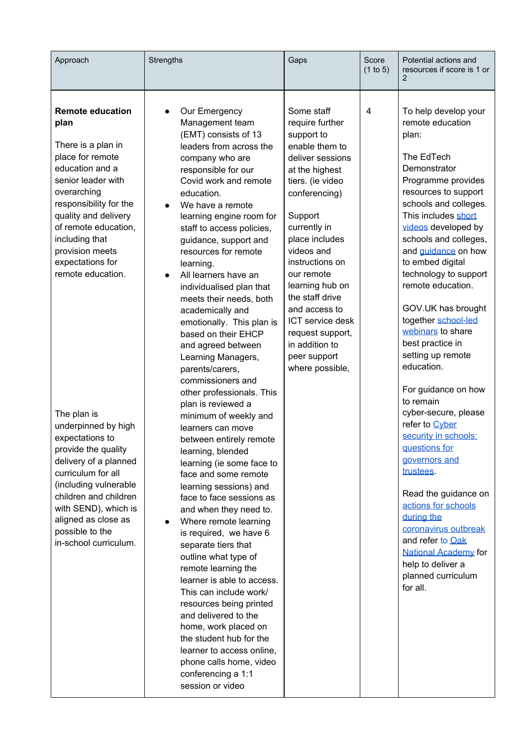| Approach | Strengths | Gaps | Score (1 to 5) | Potential actions and resources if score is 1 or 2 |
|---|---|---|---|---|
| **Remote education plan**<br><br>There is a plan in place for remote education and a senior leader with overarching responsibility for the quality and delivery of remote education, including that provision meets expectations for remote education.<br><br>The plan is underpinned by high expectations to provide the quality delivery of a planned curriculum for all (including vulnerable children and children with SEND), which is aligned as close as possible to the in-school curriculum. | • Our Emergency Management team (EMT) consists of 13 leaders from across the company who are responsible for our Covid work and remote education.<br>• We have a remote learning engine room for staff to access policies, guidance, support and resources for remote learning.<br>• All learners have an individualised plan that meets their needs, both academically and emotionally. This plan is based on their EHCP and agreed between Learning Managers, parents/carers, commissioners and other professionals. This plan is reviewed a minimum of weekly and learners can move between entirely remote learning, blended learning (ie some face to face and some remote learning sessions) and face to face sessions as and when they need to.<br>• Where remote learning is required, we have 6 separate tiers that outline what type of remote learning the learner is able to access. This can include work/ resources being printed and delivered to the home, work placed on the student hub for the learner to access online, phone calls home, video conferencing a 1:1 session or video | Some staff require further support to enable them to deliver sessions at the highest tiers. (ie video conferencing)<br><br>Support currently in place includes videos and instructions on our remote learning hub on the staff drive and access to ICT service desk request support, in addition to peer support where possible, | 4 | To help develop your remote education plan:<br><br>The EdTech Demonstrator Programme provides resources to support schools and colleges. This includes short videos developed by schools and colleges, and guidance on how to embed digital technology to support remote education.<br><br>GOV.UK has brought together school-led webinars to share best practice in setting up remote education.<br><br>For guidance on how to remain cyber-secure, please refer to Cyber security in schools: questions for governors and trustees.<br><br>Read the guidance on actions for schools during the coronavirus outbreak and refer to Oak National Academy for help to deliver a planned curriculum for all. |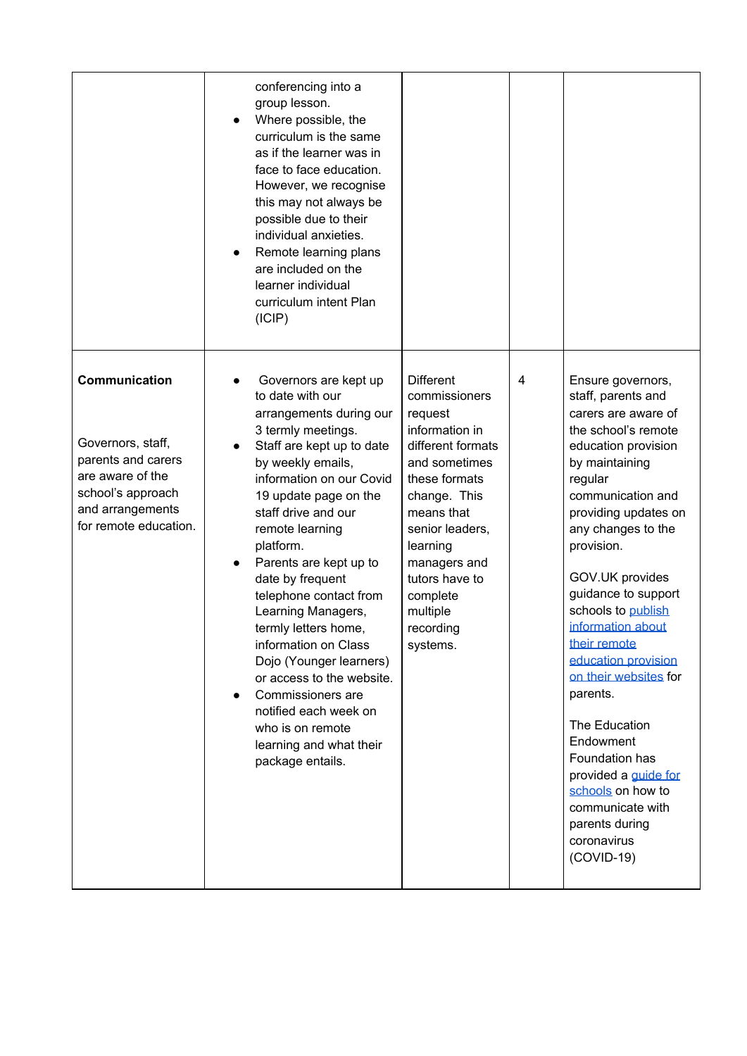| | | | | |
|---|---|---|---|---|
| | conferencing into a group lesson.<br>● Where possible, the curriculum is the same as if the learner was in face to face education. However, we recognise this may not always be possible due to their individual anxieties.<br>● Remote learning plans are included on the learner individual curriculum intent Plan (ICIP) | | | |
| **Communication**<br><br>Governors, staff, parents and carers are aware of the school's approach and arrangements for remote education. | ● Governors are kept up to date with our arrangements during our 3 termly meetings.<br>● Staff are kept up to date by weekly emails, information on our Covid 19 update page on the staff drive and our remote learning platform.<br>● Parents are kept up to date by frequent telephone contact from Learning Managers, termly letters home, information on Class Dojo (Younger learners) or access to the website.<br>● Commissioners are notified each week on who is on remote learning and what their package entails. | Different commissioners request information in different formats and sometimes these formats change. This means that senior leaders, learning managers and tutors have to complete multiple recording systems. | 4 | Ensure governors, staff, parents and carers are aware of the school's remote education provision by maintaining regular communication and providing updates on any changes to the provision.<br><br>GOV.UK provides guidance to support schools to publish information about their remote education provision on their websites for parents.<br><br>The Education Endowment Foundation has provided a guide for schools on how to communicate with parents during coronavirus (COVID-19) |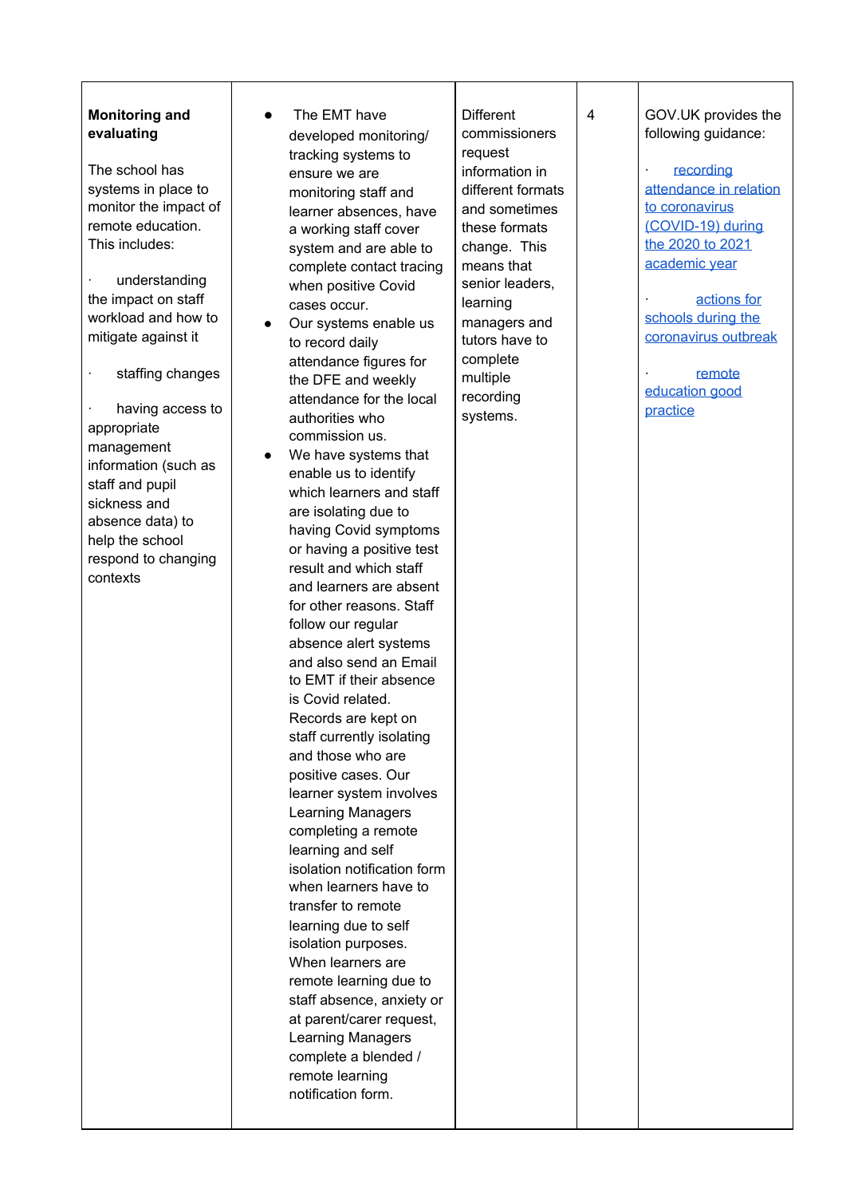| | | | | |
|---|---|---|---|---|
| **Monitoring and evaluating**<br><br>The school has systems in place to monitor the impact of remote education. This includes:<br><br>· understanding the impact on staff workload and how to mitigate against it<br><br>· staffing changes<br><br>· having access to appropriate management information (such as staff and pupil sickness and absence data) to help the school respond to changing contexts | • The EMT have developed monitoring/ tracking systems to ensure we are monitoring staff and learner absences, have a working staff cover system and are able to complete contact tracing when positive Covid cases occur.<br>• Our systems enable us to record daily attendance figures for the DFE and weekly attendance for the local authorities who commission us.<br>• We have systems that enable us to identify which learners and staff are isolating due to having Covid symptoms or having a positive test result and which staff and learners are absent for other reasons. Staff follow our regular absence alert systems and also send an Email to EMT if their absence is Covid related. Records are kept on staff currently isolating and those who are positive cases. Our learner system involves Learning Managers completing a remote learning and self isolation notification form when learners have to transfer to remote learning due to self isolation purposes. When learners are remote learning due to staff absence, anxiety or at parent/carer request, Learning Managers complete a blended / remote learning notification form. | Different commissioners request information in different formats and sometimes these formats change. This means that senior leaders, learning managers and tutors have to complete multiple recording systems. | 4 | GOV.UK provides the following guidance:<br><br>· recording attendance in relation to coronavirus (COVID-19) during the 2020 to 2021 academic year<br><br>· actions for schools during the coronavirus outbreak<br><br>· remote education good practice |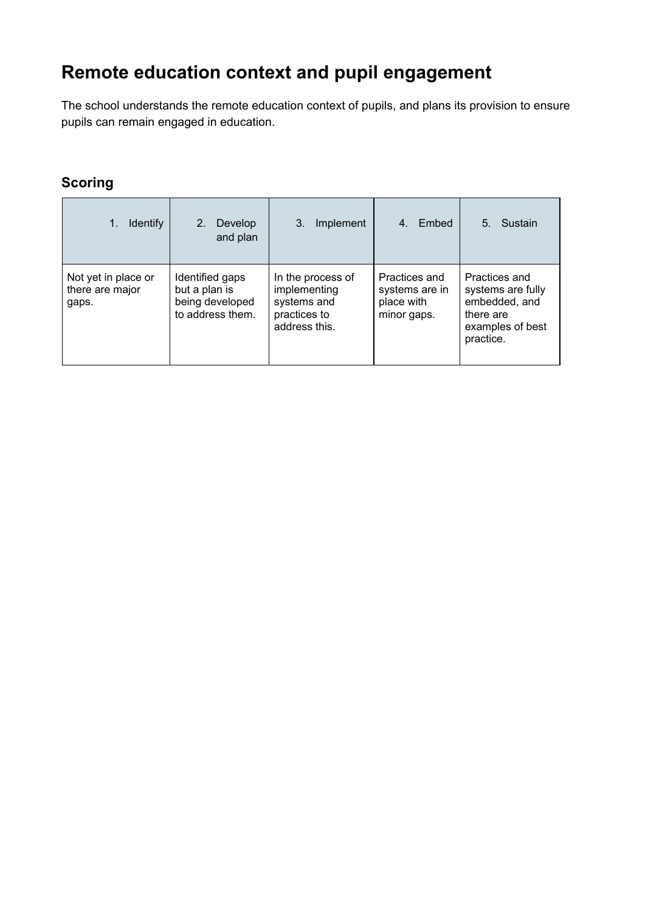# Remote education context and pupil engagement

The school understands the remote education context of pupils, and plans its provision to ensure pupils can remain engaged in education.

## Scoring

| 1. Identify | 2. Develop and plan | 3. Implement | 4. Embed | 5. Sustain |
|---|---|---|---|---|
| Not yet in place or there are major gaps. | Identified gaps but a plan is being developed to address them. | In the process of implementing systems and practices to address this. | Practices and systems are in place with minor gaps. | Practices and systems are fully embedded, and there are examples of best practice. |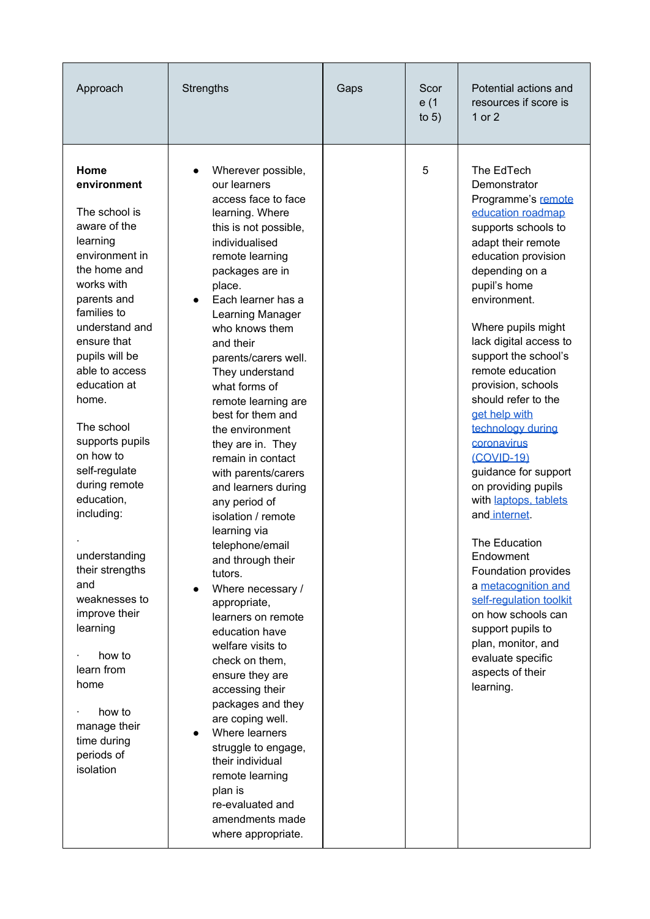| Approach | Strengths | Gaps | Score (1 to 5) | Potential actions and resources if score is 1 or 2 |
|---|---|---|---|---|
| **Home environment**<br><br>The school is aware of the learning environment in the home and works with parents and families to understand and ensure that pupils will be able to access education at home.<br><br>The school supports pupils on how to self-regulate during remote education, including:<br><br>· understanding their strengths and weaknesses to improve their learning<br><br>· how to learn from home<br><br>· how to manage their time during periods of isolation | • Wherever possible, our learners access face to face learning. Where this is not possible, individualised remote learning packages are in place.<br>• Each learner has a Learning Manager who knows them and their parents/carers well. They understand what forms of remote learning are best for them and the environment they are in. They remain in contact with parents/carers and learners during any period of isolation / remote learning via telephone/email and through their tutors.<br>• Where necessary / appropriate, learners on remote education have welfare visits to check on them, ensure they are accessing their packages and they are coping well.<br>• Where learners struggle to engage, their individual remote learning plan is re-evaluated and amendments made where appropriate. | | 5 | The EdTech Demonstrator Programme's remote education roadmap supports schools to adapt their remote education provision depending on a pupil's home environment.<br><br>Where pupils might lack digital access to support the school's remote education provision, schools should refer to the get help with technology during coronavirus (COVID-19) guidance for support on providing pupils with laptops, tablets and internet.<br><br>The Education Endowment Foundation provides a metacognition and self-regulation toolkit on how schools can support pupils to plan, monitor, and evaluate specific aspects of their learning. |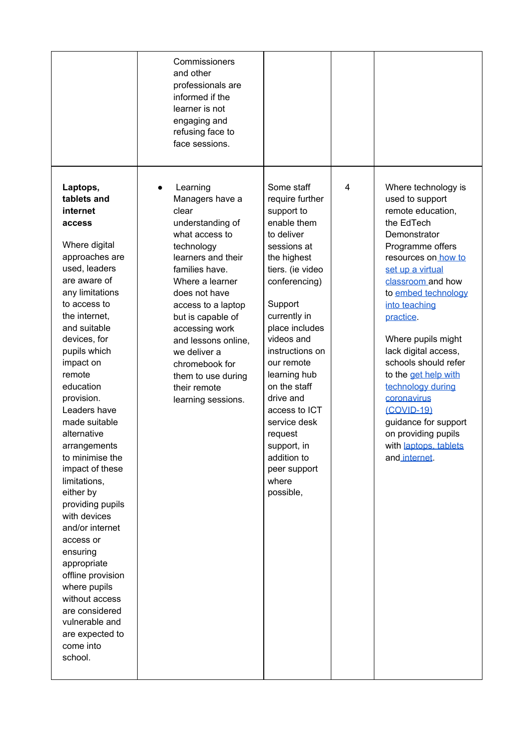| | | | | |
|---|---|---|---|---|
| | Commissioners and other professionals are informed if the learner is not engaging and refusing face to face sessions. | | | |
| **Laptops, tablets and internet access**<br><br>Where digital approaches are used, leaders are aware of any limitations to access to the internet, and suitable devices, for pupils which impact on remote education provision. Leaders have made suitable alternative arrangements to minimise the impact of these limitations, either by providing pupils with devices and/or internet access or ensuring appropriate offline provision where pupils without access are considered vulnerable and are expected to come into school. | • Learning Managers have a clear understanding of what access to technology learners and their families have. Where a learner does not have access to a laptop but is capable of accessing work and lessons online, we deliver a chromebook for them to use during their remote learning sessions. | Some staff require further support to enable them to deliver sessions at the highest tiers. (ie video conferencing)<br><br>Support currently in place includes videos and instructions on our remote learning hub on the staff drive and access to ICT service desk request support, in addition to peer support where possible, | 4 | Where technology is used to support remote education, the EdTech Demonstrator Programme offers resources on how to set up a virtual classroom and how to embed technology into teaching practice.<br><br>Where pupils might lack digital access, schools should refer to the get help with technology during coronavirus (COVID-19) guidance for support on providing pupils with laptops, tablets and internet. |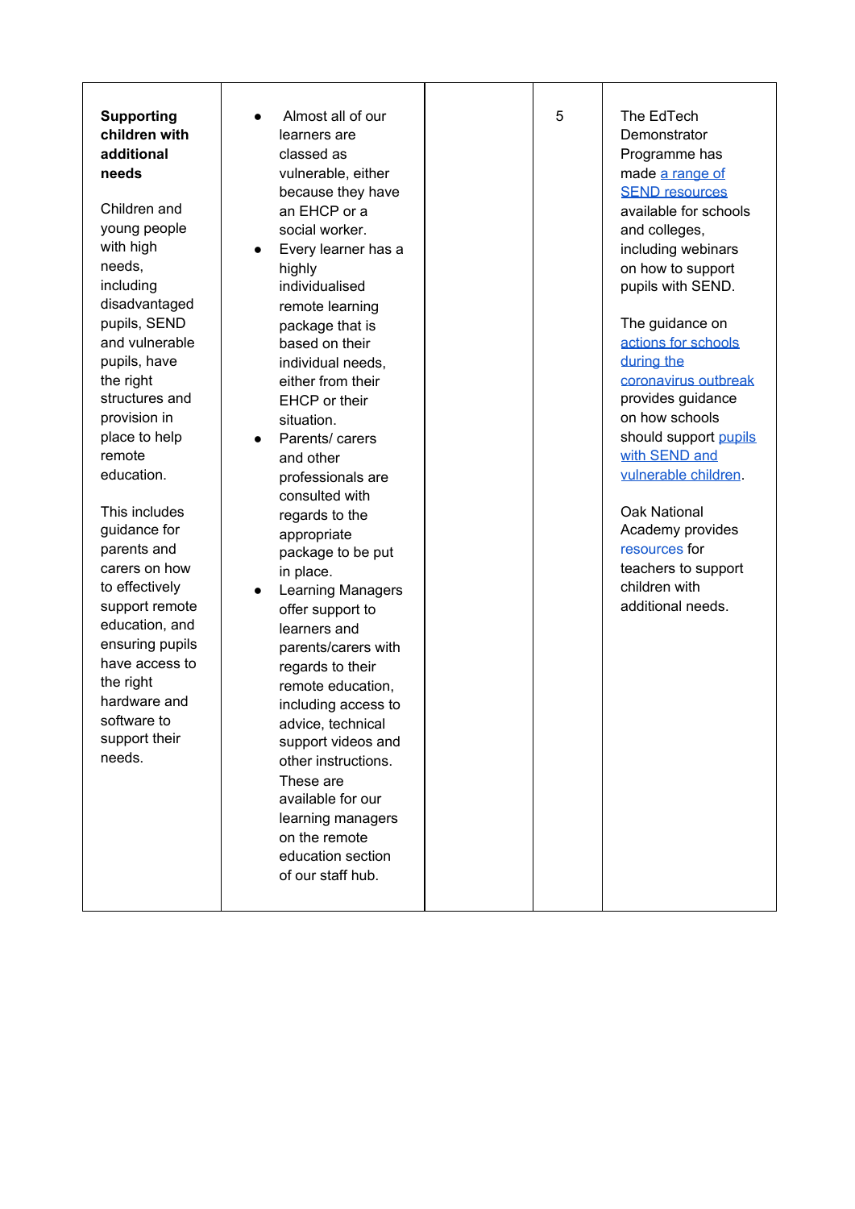| | | | | |
|---|---|---|---|---|
| **Supporting children with additional needs**<br><br>Children and young people with high needs, including disadvantaged pupils, SEND and vulnerable pupils, have the right structures and provision in place to help remote education.<br><br>This includes guidance for parents and carers on how to effectively support remote education, and ensuring pupils have access to the right hardware and software to support their needs. | • Almost all of our learners are classed as vulnerable, either because they have an EHCP or a social worker.<br>• Every learner has a highly individualised remote learning package that is based on their individual needs, either from their EHCP or their situation.<br>• Parents/ carers and other professionals are consulted with regards to the appropriate package to be put in place.<br>• Learning Managers offer support to learners and parents/carers with regards to their remote education, including access to advice, technical support videos and other instructions. These are available for our learning managers on the remote education section of our staff hub. | | 5 | The EdTech Demonstrator Programme has made a range of SEND resources available for schools and colleges, including webinars on how to support pupils with SEND.<br><br>The guidance on actions for schools during the coronavirus outbreak provides guidance on how schools should support pupils with SEND and vulnerable children.<br><br>Oak National Academy provides resources for teachers to support children with additional needs. |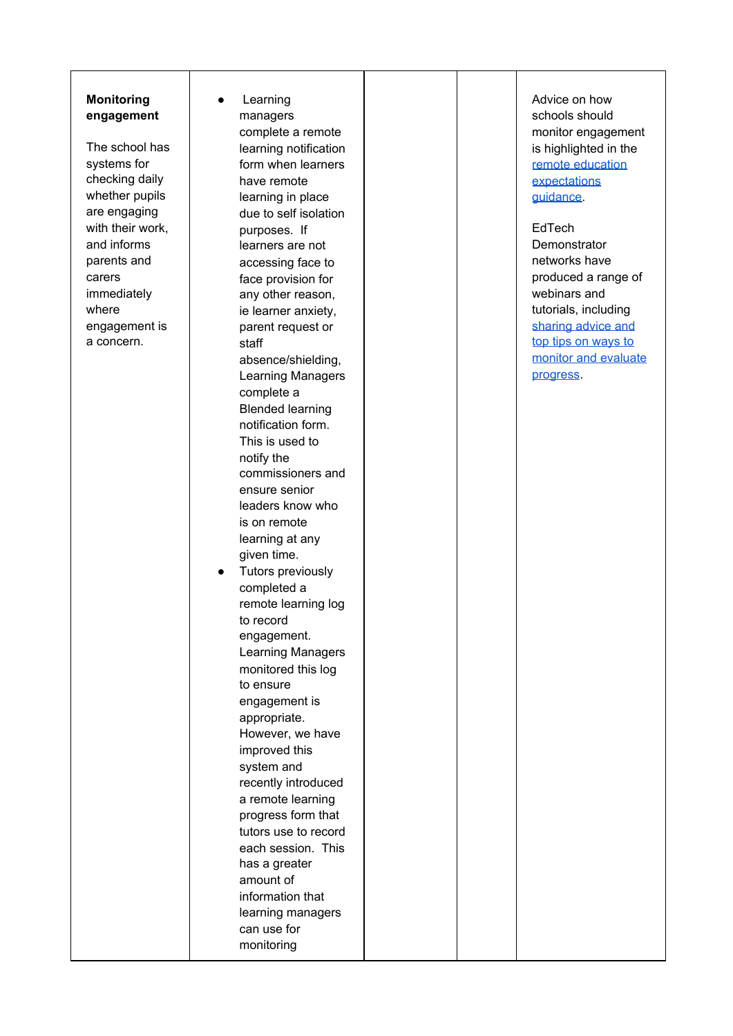| | | | | |
|---|---|---|---|---|
| **Monitoring engagement**<br><br>The school has systems for checking daily whether pupils are engaging with their work, and informs parents and carers immediately where engagement is a concern. | <ul><li>Learning managers complete a remote learning notification form when learners have remote learning in place due to self isolation purposes. If learners are not accessing face to face provision for any other reason, ie learner anxiety, parent request or staff absence/shielding, Learning Managers complete a Blended learning notification form. This is used to notify the commissioners and ensure senior leaders know who is on remote learning at any given time.</li><li>Tutors previously completed a remote learning log to record engagement. Learning Managers monitored this log to ensure engagement is appropriate. However, we have improved this system and recently introduced a remote learning progress form that tutors use to record each session. This has a greater amount of information that learning managers can use for monitoring</li></ul> | | | Advice on how schools should monitor engagement is highlighted in the remote education expectations guidance.<br><br>EdTech Demonstrator networks have produced a range of webinars and tutorials, including sharing advice and top tips on ways to monitor and evaluate progress. |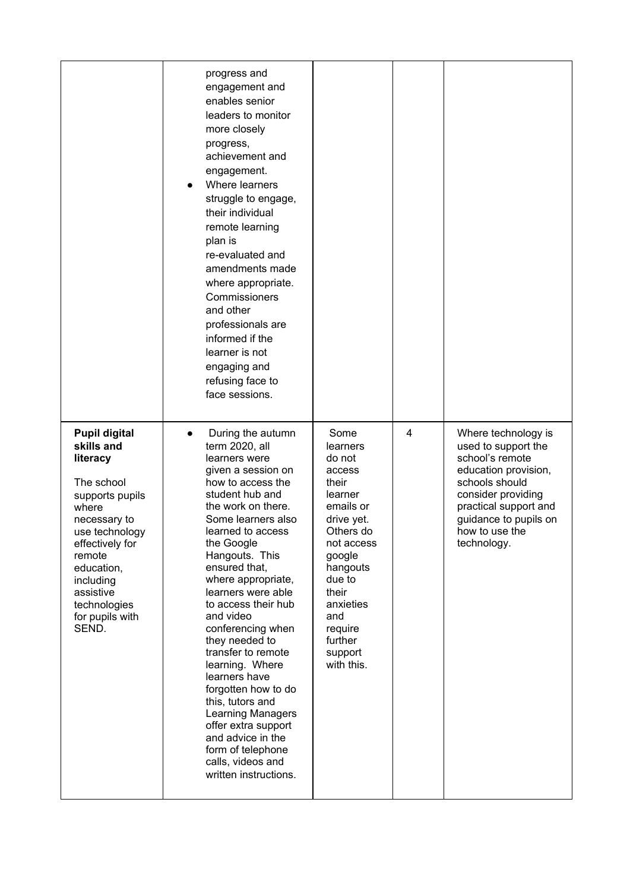| | | | | |
|---|---|---|---|---|
| | progress and engagement and enables senior leaders to monitor more closely progress, achievement and engagement.<br>• Where learners struggle to engage, their individual remote learning plan is re-evaluated and amendments made where appropriate. Commissioners and other professionals are informed if the learner is not engaging and refusing face to face sessions. | | | |
| **Pupil digital skills and literacy**<br><br>The school supports pupils where necessary to use technology effectively for remote education, including assistive technologies for pupils with SEND. | • During the autumn term 2020, all learners were given a session on how to access the student hub and the work on there. Some learners also learned to access the Google Hangouts. This ensured that, where appropriate, learners were able to access their hub and video conferencing when they needed to transfer to remote learning. Where learners have forgotten how to do this, tutors and Learning Managers offer extra support and advice in the form of telephone calls, videos and written instructions. | Some learners do not access their learner emails or drive yet. Others do not access google hangouts due to their anxieties and require further support with this. | 4 | Where technology is used to support the school's remote education provision, schools should consider providing practical support and guidance to pupils on how to use the technology. |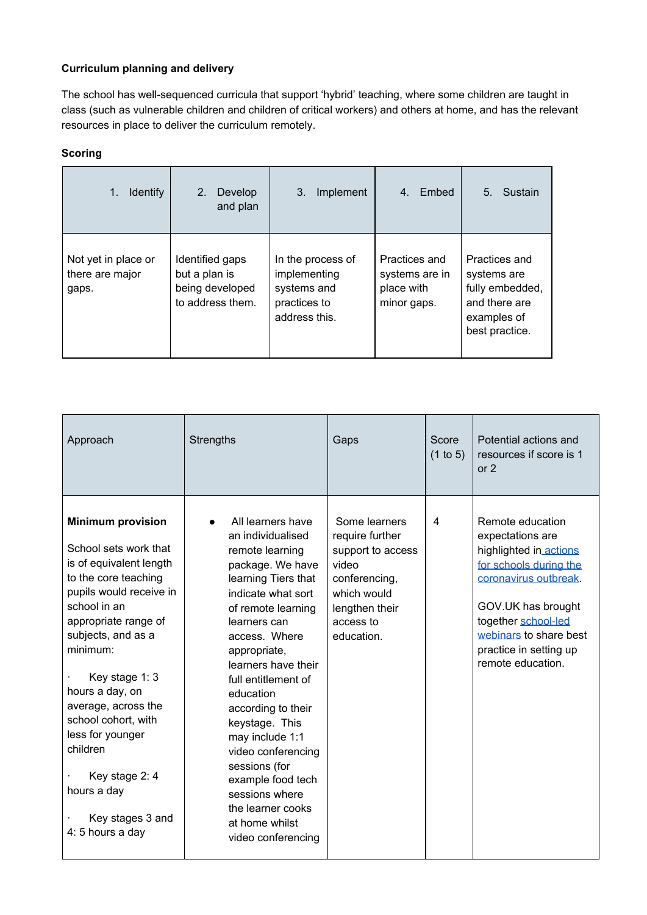**Curriculum planning and delivery**

The school has well-sequenced curricula that support 'hybrid' teaching, where some children are taught in class (such as vulnerable children and children of critical workers) and others at home, and has the relevant resources in place to deliver the curriculum remotely.

**Scoring**

| 1. Identify | 2. Develop and plan | 3. Implement | 4. Embed | 5. Sustain |
|---|---|---|---|---|
| Not yet in place or there are major gaps. | Identified gaps but a plan is being developed to address them. | In the process of implementing systems and practices to address this. | Practices and systems are in place with minor gaps. | Practices and systems are fully embedded, and there are examples of best practice. |

| Approach | Strengths | Gaps | Score (1 to 5) | Potential actions and resources if score is 1 or 2 |
|---|---|---|---|---|
| **Minimum provision**<br><br>School sets work that is of equivalent length to the core teaching pupils would receive in school in an appropriate range of subjects, and as a minimum:<br><br>· Key stage 1: 3 hours a day, on average, across the school cohort, with less for younger children<br><br>· Key stage 2: 4 hours a day<br><br>· Key stages 3 and 4: 5 hours a day | • All learners have an individualised remote learning package. We have learning Tiers that indicate what sort of remote learning learners can access. Where appropriate, learners have their full entitlement of education according to their keystage. This may include 1:1 video conferencing sessions (for example food tech sessions where the learner cooks at home whilst video conferencing | Some learners require further support to access video conferencing, which would lengthen their access to education. | 4 | Remote education expectations are highlighted in actions for schools during the coronavirus outbreak.<br><br>GOV.UK has brought together school-led webinars to share best practice in setting up remote education. |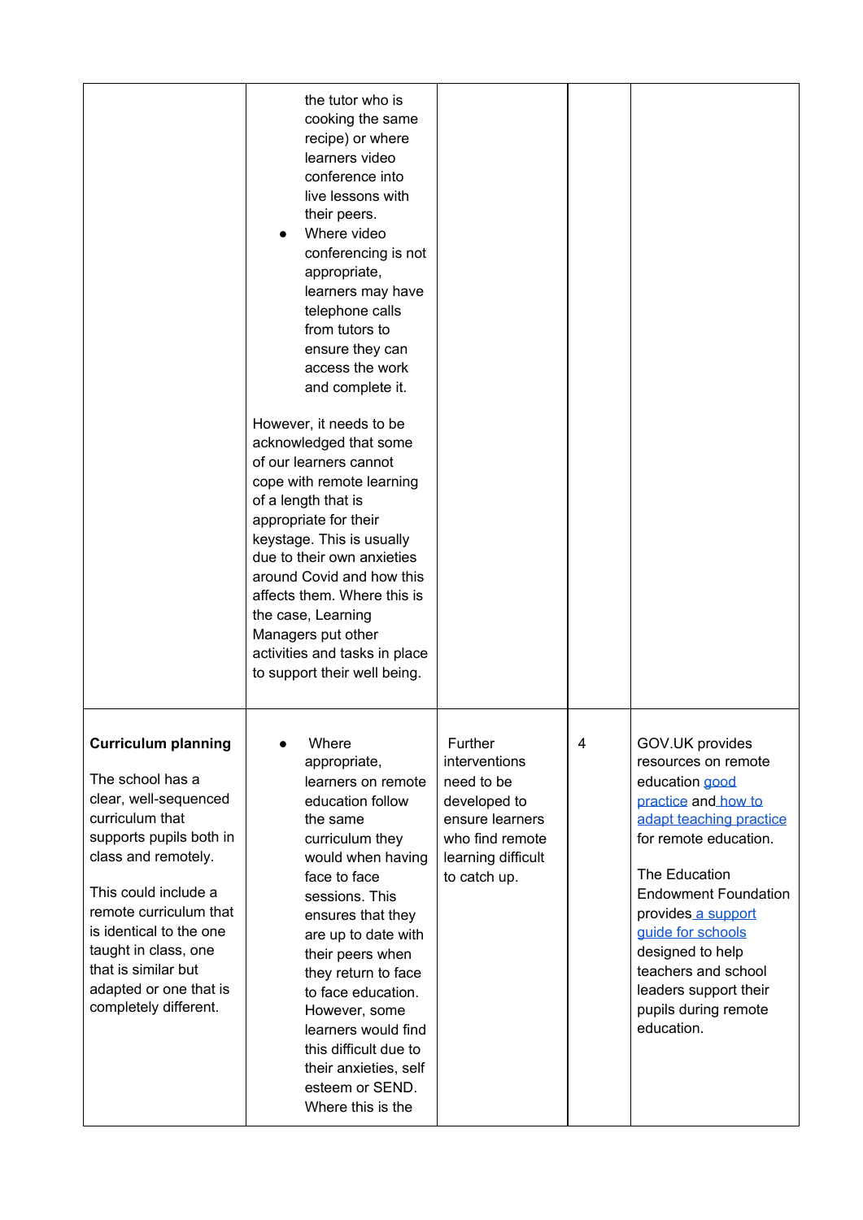| | | | | |
|---|---|---|---|---|
| | the tutor who is cooking the same recipe) or where learners video conference into live lessons with their peers.<br>• Where video conferencing is not appropriate, learners may have telephone calls from tutors to ensure they can access the work and complete it.<br><br>However, it needs to be acknowledged that some of our learners cannot cope with remote learning of a length that is appropriate for their keystage. This is usually due to their own anxieties around Covid and how this affects them. Where this is the case, Learning Managers put other activities and tasks in place to support their well being. | | | |
| **Curriculum planning**<br><br>The school has a clear, well-sequenced curriculum that supports pupils both in class and remotely.<br><br>This could include a remote curriculum that is identical to the one taught in class, one that is similar but adapted or one that is completely different. | • Where appropriate, learners on remote education follow the same curriculum they would when having face to face sessions. This ensures that they are up to date with their peers when they return to face to face education. However, some learners would find this difficult due to their anxieties, self esteem or SEND. Where this is the | Further interventions need to be developed to ensure learners who find remote learning difficult to catch up. | 4 | GOV.UK provides resources on remote education [good practice](#) and [how to adapt teaching practice](#) for remote education.<br><br>The Education Endowment Foundation provides [a support guide for schools](#) designed to help teachers and school leaders support their pupils during remote education. |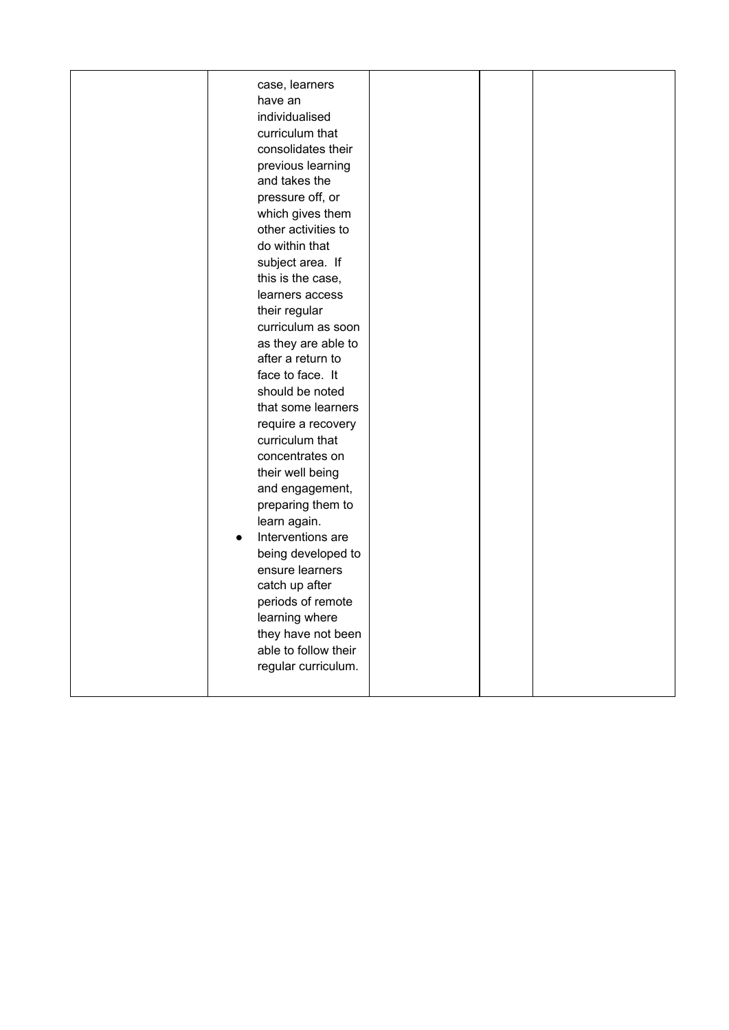|  |  |  |  |  |
|---|---|---|---|---|
|  | case, learners have an individualised curriculum that consolidates their previous learning and takes the pressure off, or which gives them other activities to do within that subject area. If this is the case, learners access their regular curriculum as soon as they are able to after a return to face to face. It should be noted that some learners require a recovery curriculum that concentrates on their well being and engagement, preparing them to learn again.<br>● Interventions are being developed to ensure learners catch up after periods of remote learning where they have not been able to follow their regular curriculum. |  |  |  |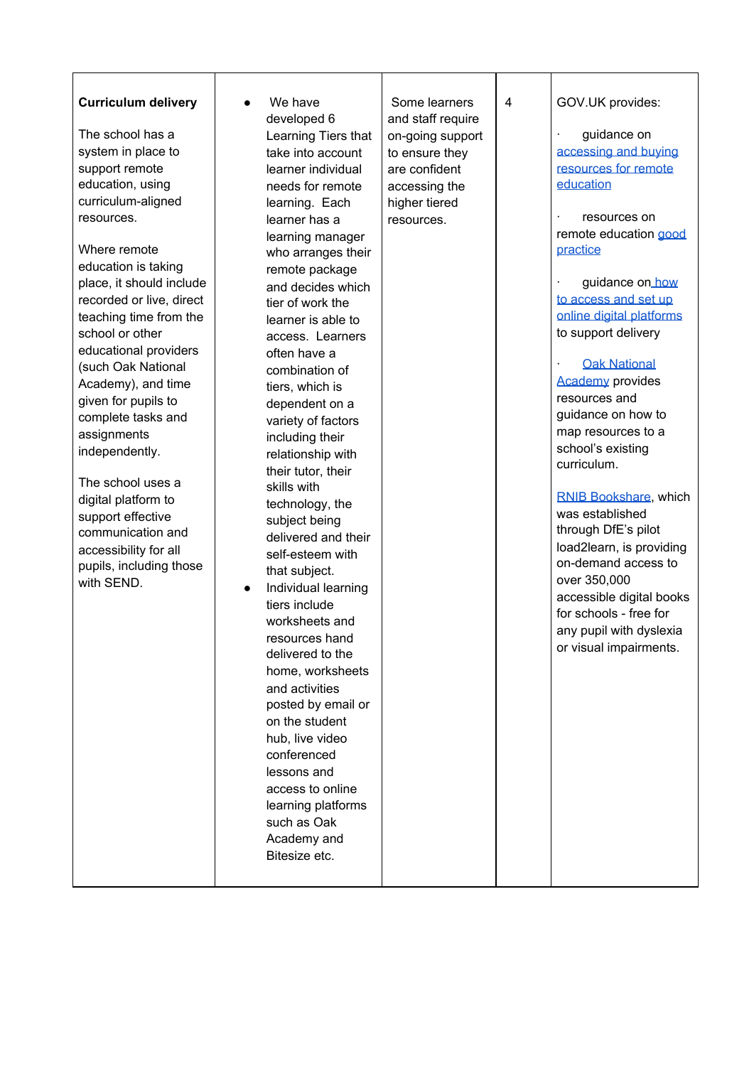| | | | | |
|---|---|---|---|---|
| **Curriculum delivery**<br><br>The school has a system in place to support remote education, using curriculum-aligned resources.<br><br>Where remote education is taking place, it should include recorded or live, direct teaching time from the school or other educational providers (such Oak National Academy), and time given for pupils to complete tasks and assignments independently.<br><br>The school uses a digital platform to support effective communication and accessibility for all pupils, including those with SEND. | • We have developed 6 Learning Tiers that take into account learner individual needs for remote learning. Each learner has a learning manager who arranges their remote package and decides which tier of work the learner is able to access. Learners often have a combination of tiers, which is dependent on a variety of factors including their relationship with their tutor, their skills with technology, the subject being delivered and their self-esteem with that subject.<br>• Individual learning tiers include worksheets and resources hand delivered to the home, worksheets and activities posted by email or on the student hub, live video conferenced lessons and access to online learning platforms such as Oak Academy and Bitesize etc. | Some learners and staff require on-going support to ensure they are confident accessing the higher tiered resources. | 4 | GOV.UK provides:<br><br>· guidance on accessing and buying resources for remote education<br><br>· resources on remote education good practice<br><br>· guidance on how to access and set up online digital platforms to support delivery<br><br>· Oak National Academy provides resources and guidance on how to map resources to a school's existing curriculum.<br><br>RNIB Bookshare, which was established through DfE's pilot load2learn, is providing on-demand access to over 350,000 accessible digital books for schools - free for any pupil with dyslexia or visual impairments. |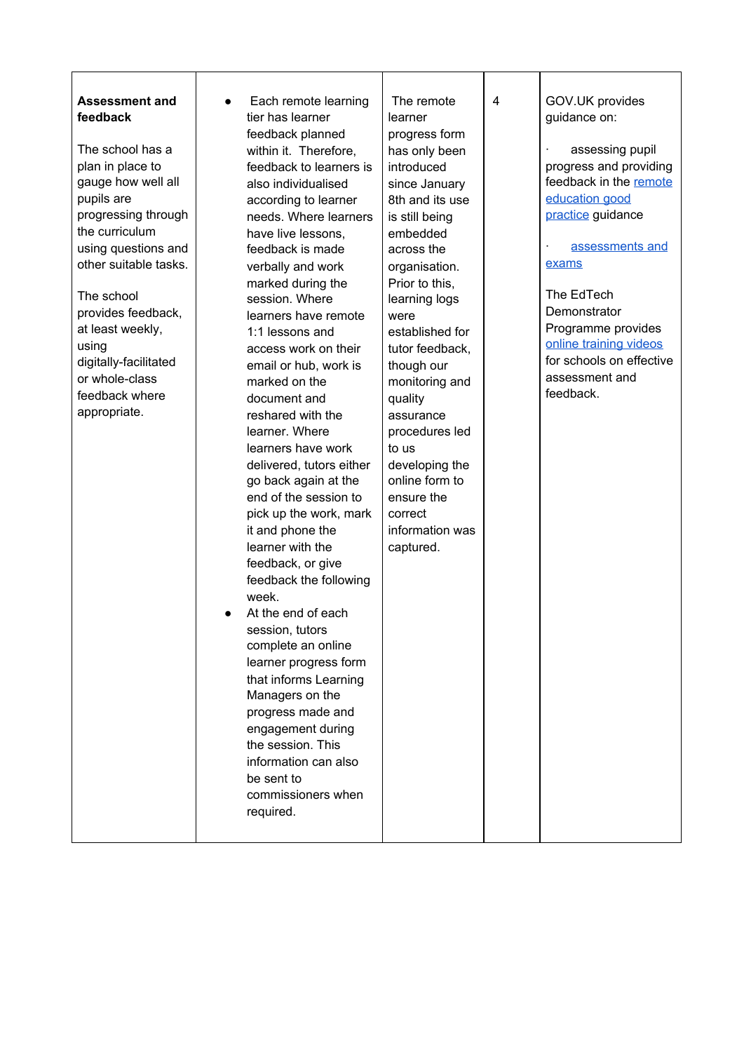| | | | | |
|---|---|---|---|---|
| **Assessment and feedback**<br><br>The school has a plan in place to gauge how well all pupils are progressing through the curriculum using questions and other suitable tasks.<br><br>The school provides feedback, at least weekly, using digitally-facilitated or whole-class feedback where appropriate. | • Each remote learning tier has learner feedback planned within it. Therefore, feedback to learners is also individualised according to learner needs. Where learners have live lessons, feedback is made verbally and work marked during the session. Where learners have remote 1:1 lessons and access work on their email or hub, work is marked on the document and reshared with the learner. Where learners have work delivered, tutors either go back again at the end of the session to pick up the work, mark it and phone the learner with the feedback, or give feedback the following week.<br>• At the end of each session, tutors complete an online learner progress form that informs Learning Managers on the progress made and engagement during the session. This information can also be sent to commissioners when required. | The remote learner progress form has only been introduced since January 8th and its use is still being embedded across the organisation. Prior to this, learning logs were established for tutor feedback, though our monitoring and quality assurance procedures led to us developing the online form to ensure the correct information was captured. | 4 | GOV.UK provides guidance on:<br><br>· assessing pupil progress and providing feedback in the remote education good practice guidance<br><br>· assessments and exams<br><br>The EdTech Demonstrator Programme provides online training videos for schools on effective assessment and feedback. |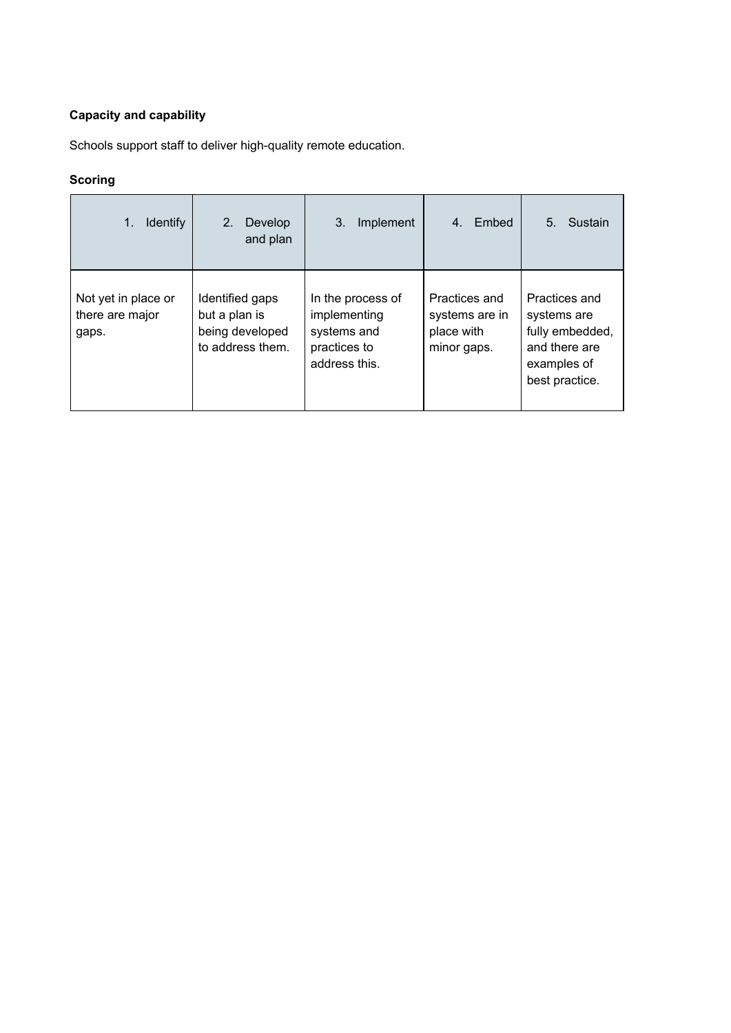**Capacity and capability**

Schools support staff to deliver high-quality remote education.

**Scoring**

| 1. Identify | 2. Develop and plan | 3. Implement | 4. Embed | 5. Sustain |
|---|---|---|---|---|
| Not yet in place or there are major gaps. | Identified gaps but a plan is being developed to address them. | In the process of implementing systems and practices to address this. | Practices and systems are in place with minor gaps. | Practices and systems are fully embedded, and there are examples of best practice. |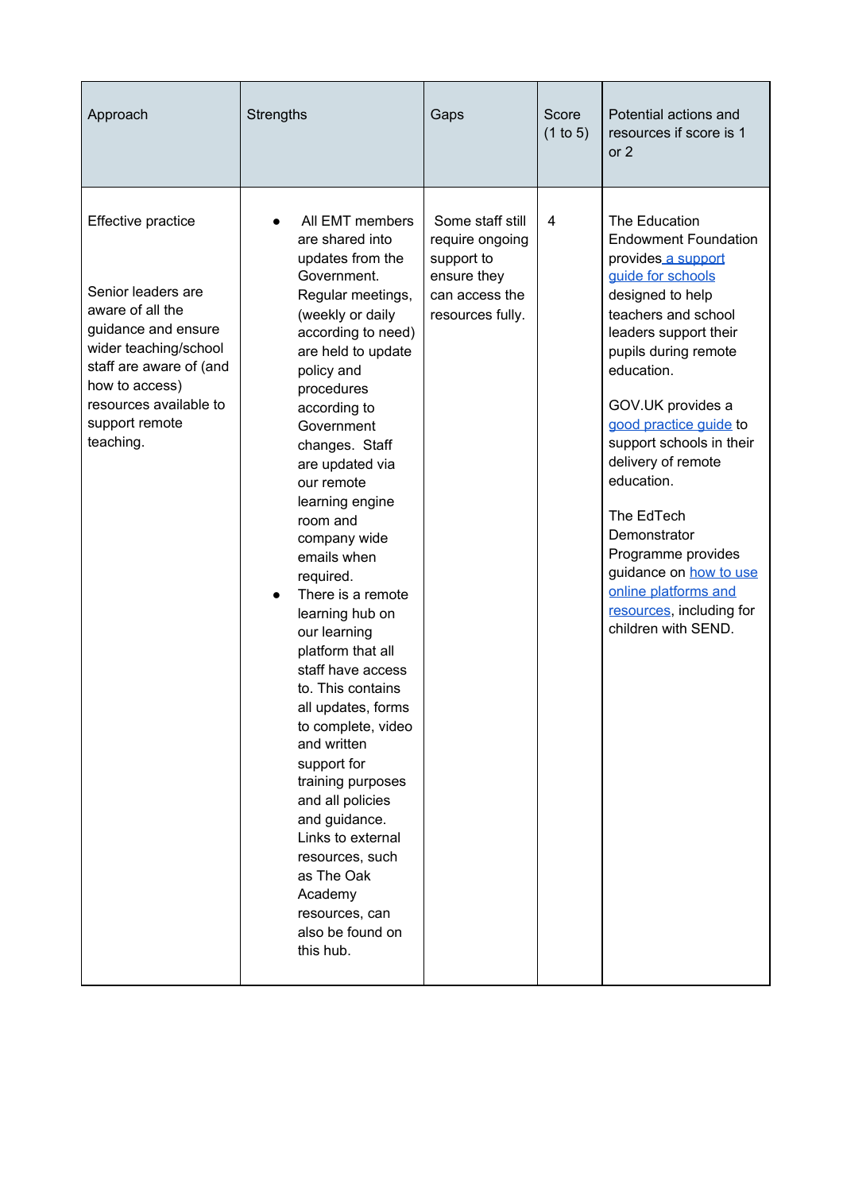| Approach | Strengths | Gaps | Score (1 to 5) | Potential actions and resources if score is 1 or 2 |
|---|---|---|---|---|
| Effective practice<br><br>Senior leaders are aware of all the guidance and ensure wider teaching/school staff are aware of (and how to access) resources available to support remote teaching. | • All EMT members are shared into updates from the Government. Regular meetings, (weekly or daily according to need) are held to update policy and procedures according to Government changes. Staff are updated via our remote learning engine room and company wide emails when required.<br>• There is a remote learning hub on our learning platform that all staff have access to. This contains all updates, forms to complete, video and written support for training purposes and all policies and guidance. Links to external resources, such as The Oak Academy resources, can also be found on this hub. | Some staff still require ongoing support to ensure they can access the resources fully. | 4 | The Education Endowment Foundation provides a support guide for schools designed to help teachers and school leaders support their pupils during remote education.<br><br>GOV.UK provides a good practice guide to support schools in their delivery of remote education.<br><br>The EdTech Demonstrator Programme provides guidance on how to use online platforms and resources, including for children with SEND. |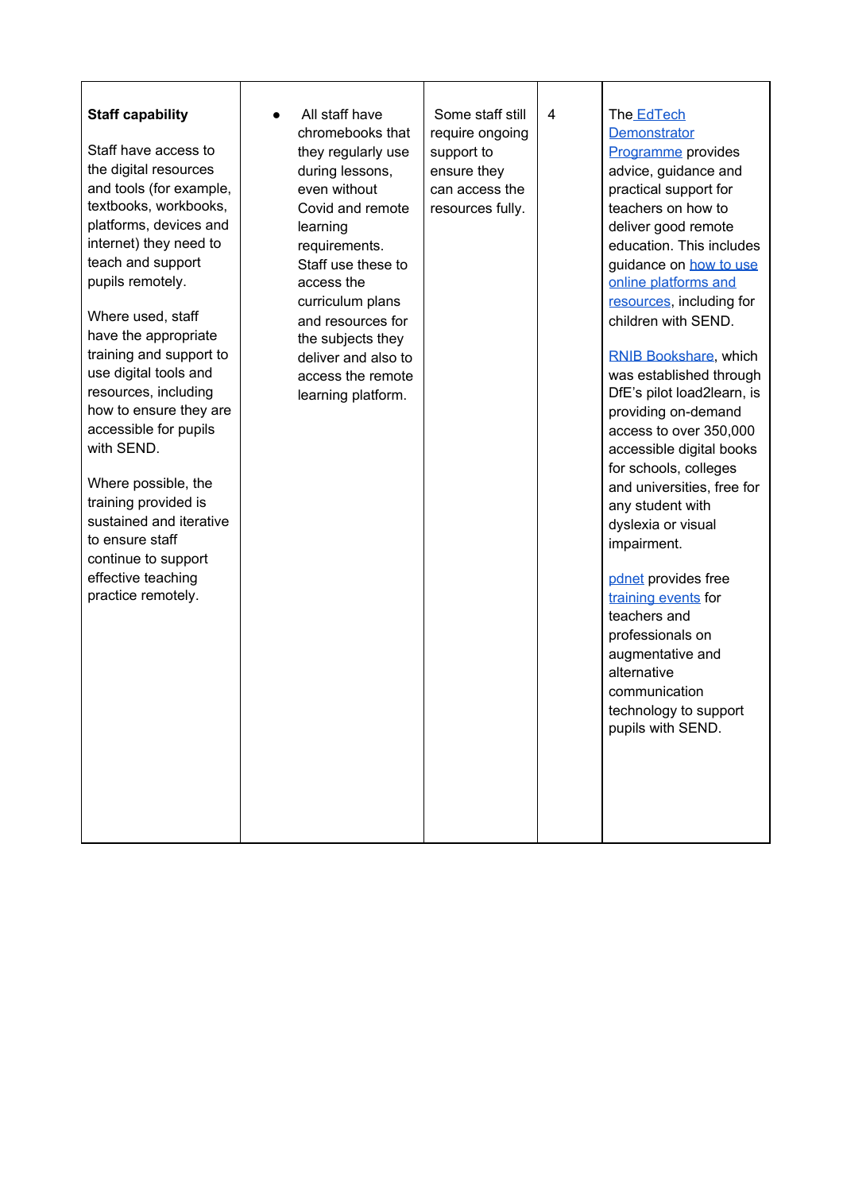| | | | | |
|---|---|---|---|---|
| **Staff capability**<br><br>Staff have access to the digital resources and tools (for example, textbooks, workbooks, platforms, devices and internet) they need to teach and support pupils remotely.<br><br>Where used, staff have the appropriate training and support to use digital tools and resources, including how to ensure they are accessible for pupils with SEND.<br><br>Where possible, the training provided is sustained and iterative to ensure staff continue to support effective teaching practice remotely. | • All staff have chromebooks that they regularly use during lessons, even without Covid and remote learning requirements. Staff use these to access the curriculum plans and resources for the subjects they deliver and also to access the remote learning platform. | Some staff still require ongoing support to ensure they can access the resources fully. | 4 | The EdTech Demonstrator Programme provides advice, guidance and practical support for teachers on how to deliver good remote education. This includes guidance on how to use online platforms and resources, including for children with SEND.<br><br>RNIB Bookshare, which was established through DfE's pilot load2learn, is providing on-demand access to over 350,000 accessible digital books for schools, colleges and universities, free for any student with dyslexia or visual impairment.<br><br>pdnet provides free training events for teachers and professionals on augmentative and alternative communication technology to support pupils with SEND. |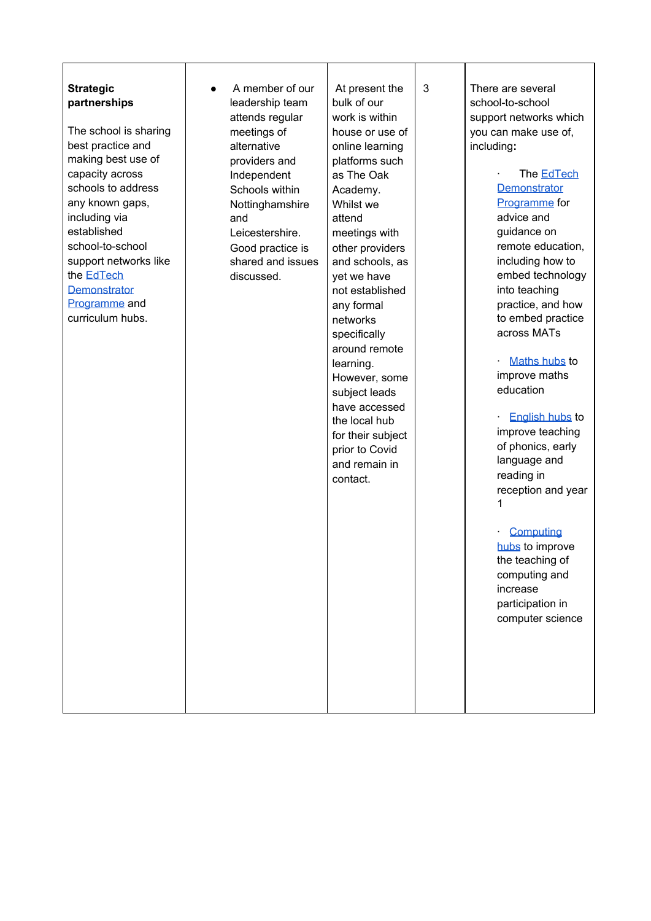| **Strategic partnerships**<br><br>The school is sharing best practice and making best use of capacity across schools to address any known gaps, including via established school-to-school support networks like the EdTech Demonstrator Programme and curriculum hubs. | • A member of our leadership team attends regular meetings of alternative providers and Independent Schools within Nottinghamshire and Leicestershire. Good practice is shared and issues discussed. | At present the bulk of our work is within house or use of online learning platforms such as The Oak Academy. Whilst we attend meetings with other providers and schools, as yet we have not established any formal networks specifically around remote learning. However, some subject leads have accessed the local hub for their subject prior to Covid and remain in contact. | 3 | There are several school-to-school support networks which you can make use of, including:<br><br>· The EdTech Demonstrator Programme for advice and guidance on remote education, including how to embed technology into teaching practice, and how to embed practice across MATs<br><br>· Maths hubs to improve maths education<br><br>· English hubs to improve teaching of phonics, early language and reading in reception and year 1<br><br>· Computing hubs to improve the teaching of computing and increase participation in computer science |
|---|---|---|---|---|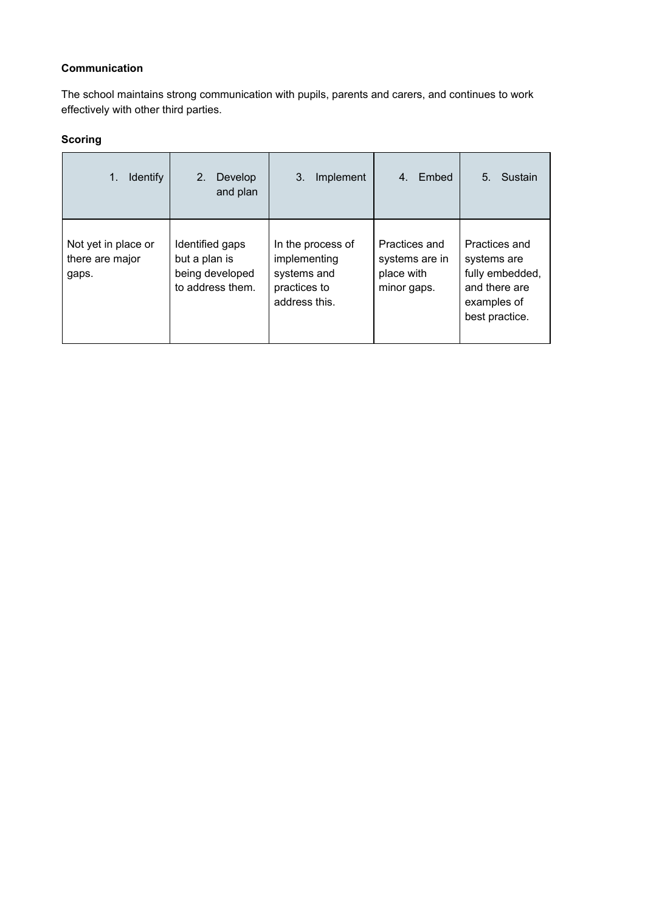**Communication**

The school maintains strong communication with pupils, parents and carers, and continues to work effectively with other third parties.

**Scoring**

| 1. Identify | 2. Develop and plan | 3. Implement | 4. Embed | 5. Sustain |
|---|---|---|---|---|
| Not yet in place or there are major gaps. | Identified gaps but a plan is being developed to address them. | In the process of implementing systems and practices to address this. | Practices and systems are in place with minor gaps. | Practices and systems are fully embedded, and there are examples of best practice. |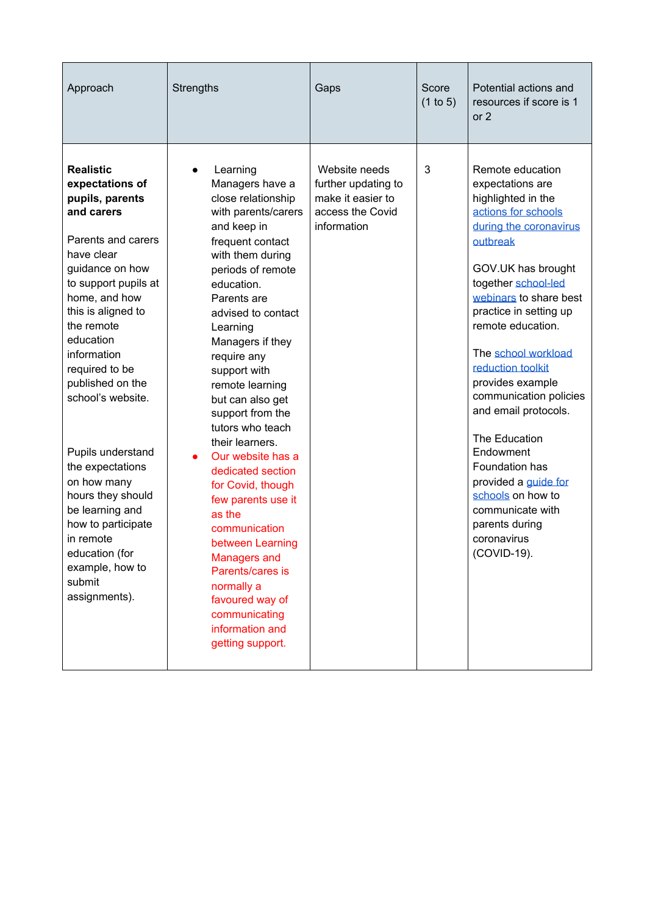| Approach | Strengths | Gaps | Score (1 to 5) | Potential actions and resources if score is 1 or 2 |
|---|---|---|---|---|
| **Realistic expectations of pupils, parents and carers**<br><br>Parents and carers have clear guidance on how to support pupils at home, and how this is aligned to the remote education information required to be published on the school's website.<br><br>Pupils understand the expectations on how many hours they should be learning and how to participate in remote education (for example, how to submit assignments). | • Learning Managers have a close relationship with parents/carers and keep in frequent contact with them during periods of remote education. Parents are advised to contact Learning Managers if they require any support with remote learning but can also get support from the tutors who teach their learners.<br>• Our website has a dedicated section for Covid, though few parents use it as the communication between Learning Managers and Parents/cares is normally a favoured way of communicating information and getting support. | Website needs further updating to make it easier to access the Covid information | 3 | Remote education expectations are highlighted in the actions for schools during the coronavirus outbreak<br><br>GOV.UK has brought together school-led webinars to share best practice in setting up remote education.<br><br>The school workload reduction toolkit provides example communication policies and email protocols.<br><br>The Education Endowment Foundation has provided a guide for schools on how to communicate with parents during coronavirus (COVID-19). |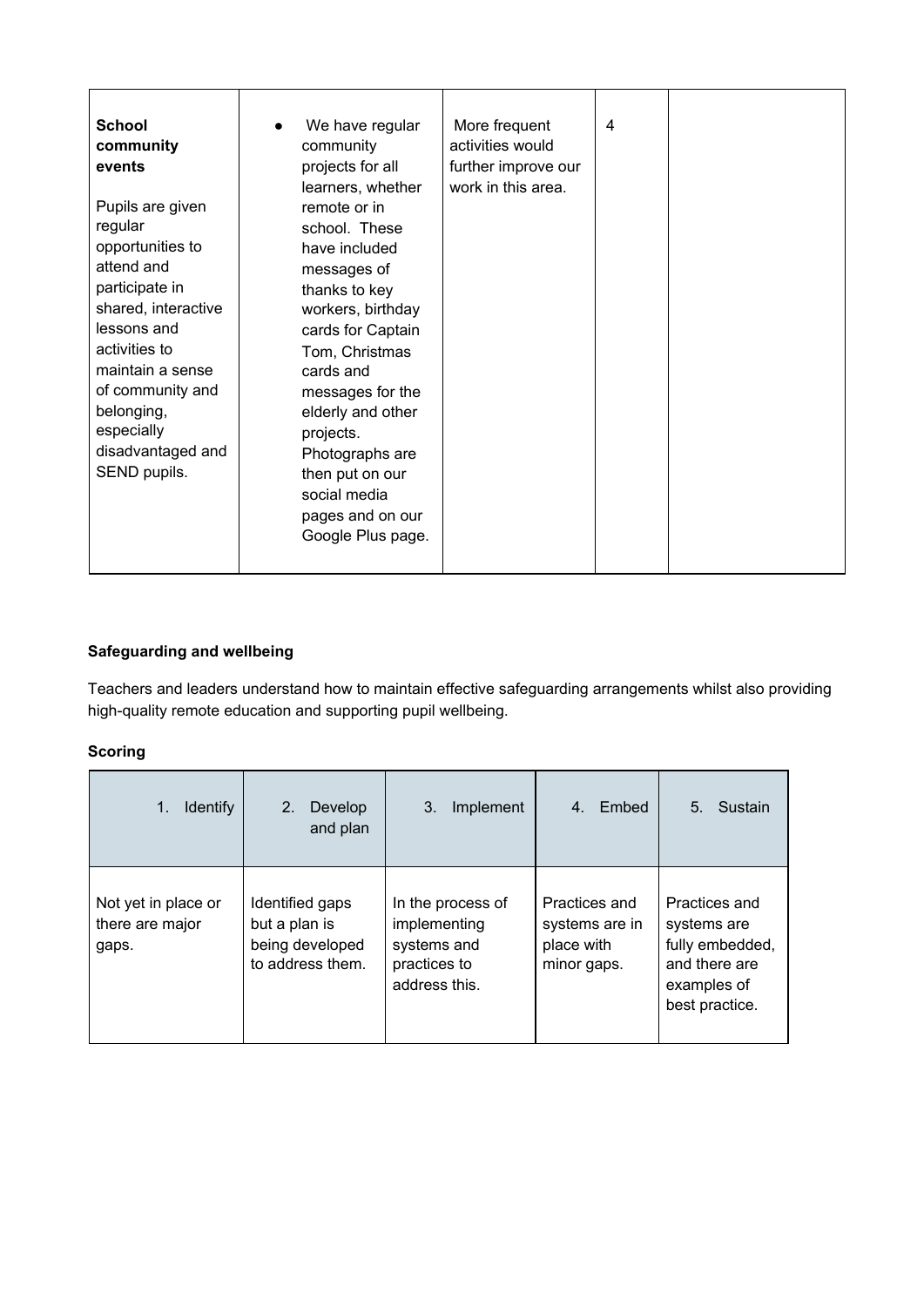| **School community events**<br><br>Pupils are given regular opportunities to attend and participate in shared, interactive lessons and activities to maintain a sense of community and belonging, especially disadvantaged and SEND pupils. | • We have regular community projects for all learners, whether remote or in school. These have included messages of thanks to key workers, birthday cards for Captain Tom, Christmas cards and messages for the elderly and other projects. Photographs are then put on our social media pages and on our Google Plus page. | More frequent activities would further improve our work in this area. | 4 | |
|---|---|---|---|---|

**Safeguarding and wellbeing**

Teachers and leaders understand how to maintain effective safeguarding arrangements whilst also providing high-quality remote education and supporting pupil wellbeing.

**Scoring**

| 1. Identify | 2. Develop and plan | 3. Implement | 4. Embed | 5. Sustain |
|---|---|---|---|---|
| Not yet in place or there are major gaps. | Identified gaps but a plan is being developed to address them. | In the process of implementing systems and practices to address this. | Practices and systems are in place with minor gaps. | Practices and systems are fully embedded, and there are examples of best practice. |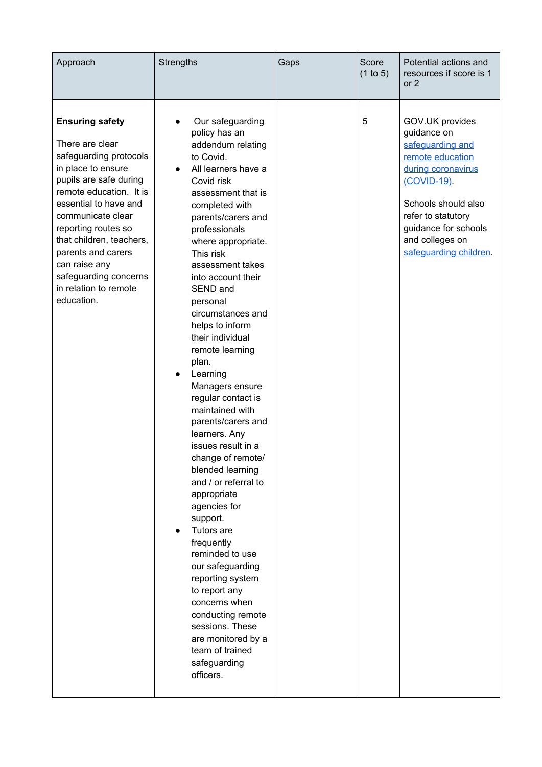| Approach | Strengths | Gaps | Score (1 to 5) | Potential actions and resources if score is 1 or 2 |
|---|---|---|---|---|
| **Ensuring safety**<br><br>There are clear safeguarding protocols in place to ensure pupils are safe during remote education. It is essential to have and communicate clear reporting routes so that children, teachers, parents and carers can raise any safeguarding concerns in relation to remote education. | • Our safeguarding policy has an addendum relating to Covid.<br>• All learners have a Covid risk assessment that is completed with parents/carers and professionals where appropriate. This risk assessment takes into account their SEND and personal circumstances and helps to inform their individual remote learning plan.<br>• Learning Managers ensure regular contact is maintained with parents/carers and learners. Any issues result in a change of remote/ blended learning and / or referral to appropriate agencies for support.<br>• Tutors are frequently reminded to use our safeguarding reporting system to report any concerns when conducting remote sessions. These are monitored by a team of trained safeguarding officers. | | 5 | GOV.UK provides guidance on safeguarding and remote education during coronavirus (COVID-19).<br><br>Schools should also refer to statutory guidance for schools and colleges on safeguarding children. |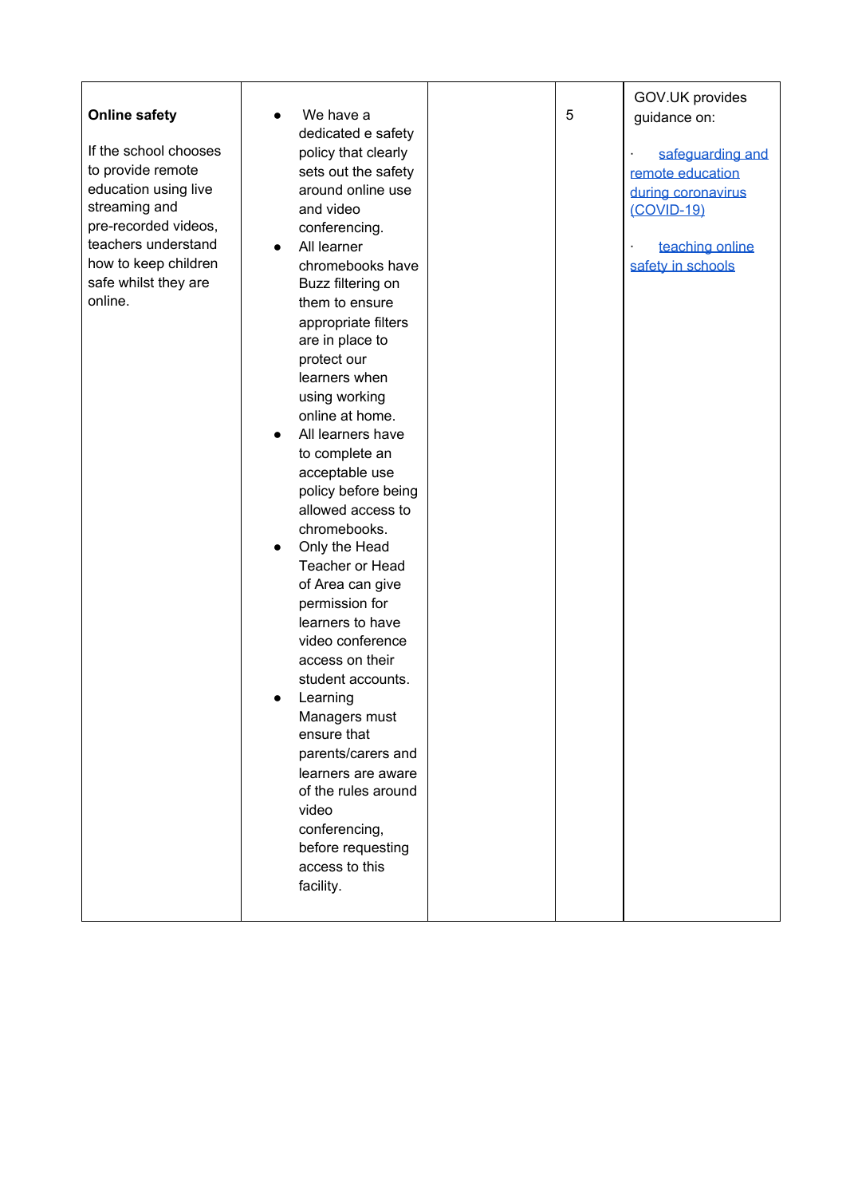| | | | | |
|---|---|---|---|---|
| **Online safety**<br><br>If the school chooses to provide remote education using live streaming and pre-recorded videos, teachers understand how to keep children safe whilst they are online. | • We have a dedicated e safety policy that clearly sets out the safety around online use and video conferencing.<br>• All learner chromebooks have Buzz filtering on them to ensure appropriate filters are in place to protect our learners when using working online at home.<br>• All learners have to complete an acceptable use policy before being allowed access to chromebooks.<br>• Only the Head Teacher or Head of Area can give permission for learners to have video conference access on their student accounts.<br>• Learning Managers must ensure that parents/carers and learners are aware of the rules around video conferencing, before requesting access to this facility. | | 5 | GOV.UK provides guidance on:<br><br>· safeguarding and remote education during coronavirus (COVID-19)<br><br>· teaching online safety in schools |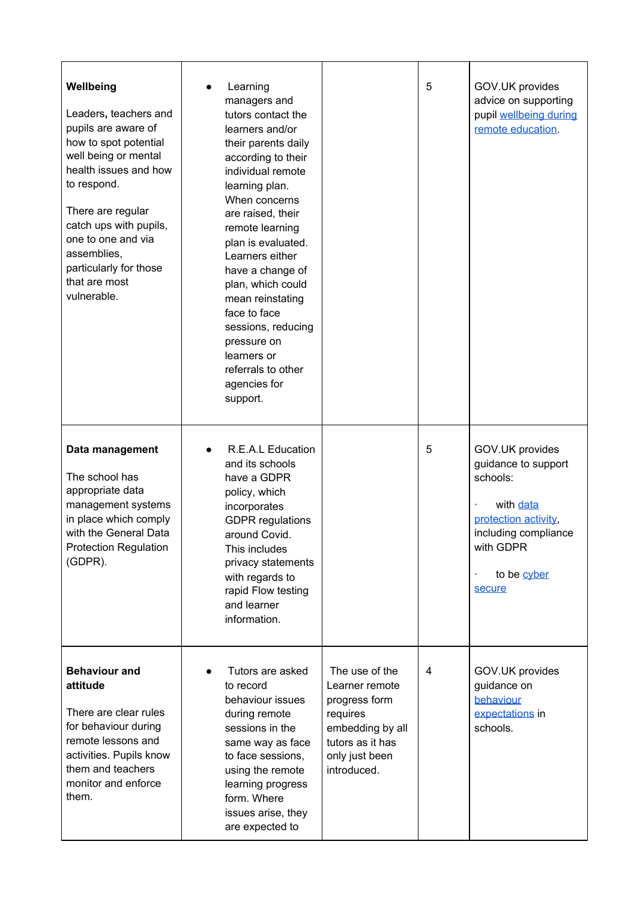| | | | | |
|---|---|---|---|---|
| **Wellbeing**<br><br>Leaders, teachers and pupils are aware of how to spot potential well being or mental health issues and how to respond.<br><br>There are regular catch ups with pupils, one to one and via assemblies, particularly for those that are most vulnerable. | • Learning managers and tutors contact the learners and/or their parents daily according to their individual remote learning plan. When concerns are raised, their remote learning plan is evaluated. Learners either have a change of plan, which could mean reinstating face to face sessions, reducing pressure on learners or referrals to other agencies for support. | | 5 | GOV.UK provides advice on supporting pupil wellbeing during remote education. |
| **Data management**<br><br>The school has appropriate data management systems in place which comply with the General Data Protection Regulation (GDPR). | • R.E.A.L Education and its schools have a GDPR policy, which incorporates GDPR regulations around Covid. This includes privacy statements with regards to rapid Flow testing and learner information. | | 5 | GOV.UK provides guidance to support schools:<br><br>· with data protection activity, including compliance with GDPR<br><br>· to be cyber secure |
| **Behaviour and attitude**<br><br>There are clear rules for behaviour during remote lessons and activities. Pupils know them and teachers monitor and enforce them. | • Tutors are asked to record behaviour issues during remote sessions in the same way as face to face sessions, using the remote learning progress form. Where issues arise, they are expected to | The use of the Learner remote progress form requires embedding by all tutors as it has only just been introduced. | 4 | GOV.UK provides guidance on behaviour expectations in schools. |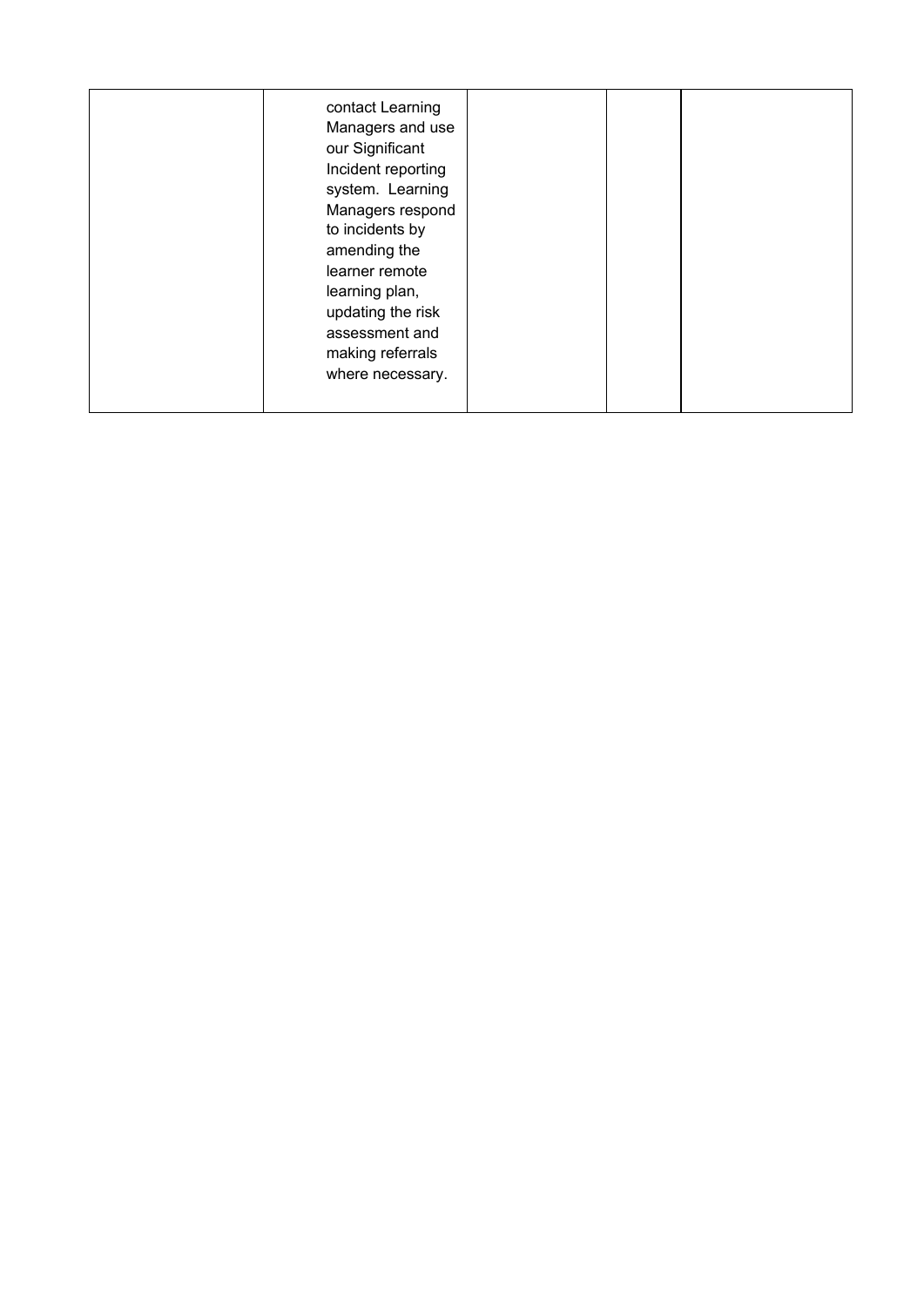| | | | | |
|---|---|---|---|---|
| | contact Learning Managers and use our Significant Incident reporting system. Learning Managers respond to incidents by amending the learner remote learning plan, updating the risk assessment and making referrals where necessary. | | | |